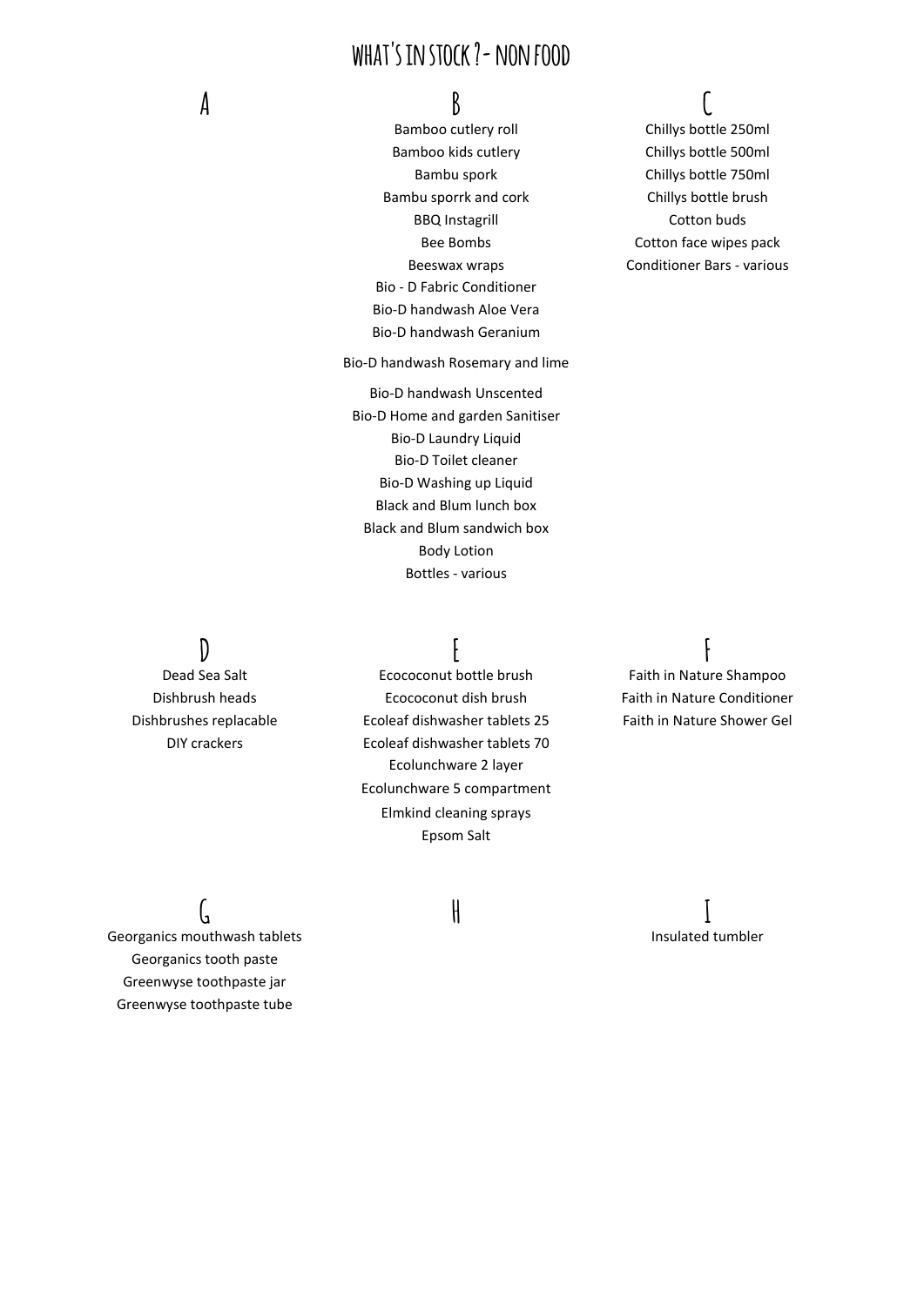# WHAT'S IN STOCK ? - NON FOOD

## A

## B

Bamboo cutlery roll
Bamboo kids cutlery
Bambu spork
Bambu sporrk and cork
BBQ Instagrill
Bee Bombs
Beeswax wraps
Bio - D Fabric Conditioner
Bio-D handwash Aloe Vera
Bio-D handwash Geranium
Bio-D handwash Rosemary and lime
Bio-D handwash Unscented
Bio-D Home and garden Sanitiser
Bio-D Laundry Liquid
Bio-D Toilet cleaner
Bio-D Washing up Liquid
Black and Blum lunch box
Black and Blum sandwich box
Body Lotion
Bottles - various

## C

Chillys bottle 250ml
Chillys bottle 500ml
Chillys bottle 750ml
Chillys bottle brush
Cotton buds
Cotton face wipes pack
Conditioner Bars - various

## D

Dead Sea Salt
Dishbrush heads
Dishbrushes replacable
DIY crackers

## E

Ecococonut bottle brush
Ecococonut dish brush
Ecoleaf dishwasher tablets 25
Ecoleaf dishwasher tablets 70
Ecolunchware 2 layer
Ecolunchware 5 compartment
Elmkind cleaning sprays
Epsom Salt

## F

Faith in Nature Shampoo
Faith in Nature Conditioner
Faith in Nature Shower Gel

## G

Georganics mouthwash tablets
Georganics tooth paste
Greenwyse toothpaste jar
Greenwyse toothpaste tube

## H

## I

Insulated tumbler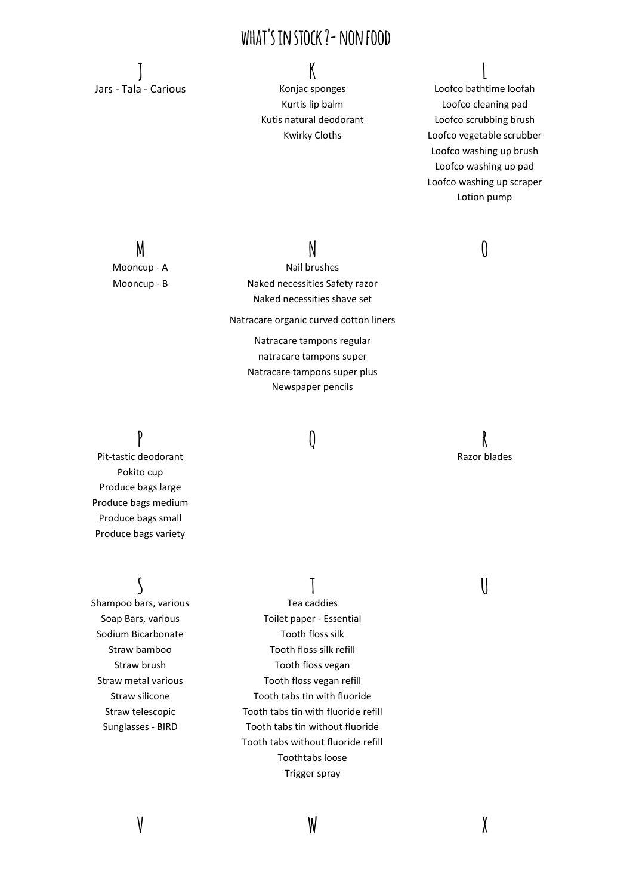# WHAT'S IN STOCK ? - NON FOOD

## J

Jars - Tala - Carious

## K

Konjac sponges
Kurtis lip balm
Kutis natural deodorant
Kwirky Cloths

## L

Loofco bathtime loofah
Loofco cleaning pad
Loofco scrubbing brush
Loofco vegetable scrubber
Loofco washing up brush
Loofco washing up pad
Loofco washing up scraper
Lotion pump

## M

Mooncup - A
Mooncup - B

## N

Nail brushes
Naked necessities Safety razor
Naked necessities shave set
Natracare organic curved cotton liners
Natracare tampons regular
natracare tampons super
Natracare tampons super plus
Newspaper pencils

## O

## P

Pit-tastic deodorant
Pokito cup
Produce bags large
Produce bags medium
Produce bags small
Produce bags variety

## Q

## R

Razor blades

## S

Shampoo bars, various
Soap Bars, various
Sodium Bicarbonate
Straw bamboo
Straw brush
Straw metal various
Straw silicone
Straw telescopic
Sunglasses - BIRD

## T

Tea caddies
Toilet paper - Essential
Tooth floss silk
Tooth floss silk refill
Tooth floss vegan
Tooth floss vegan refill
Tooth tabs tin with fluoride
Tooth tabs tin with fluoride refill
Tooth tabs tin without fluoride
Tooth tabs without fluoride refill
Toothtabs loose
Trigger spray

## U

## V

## W

## X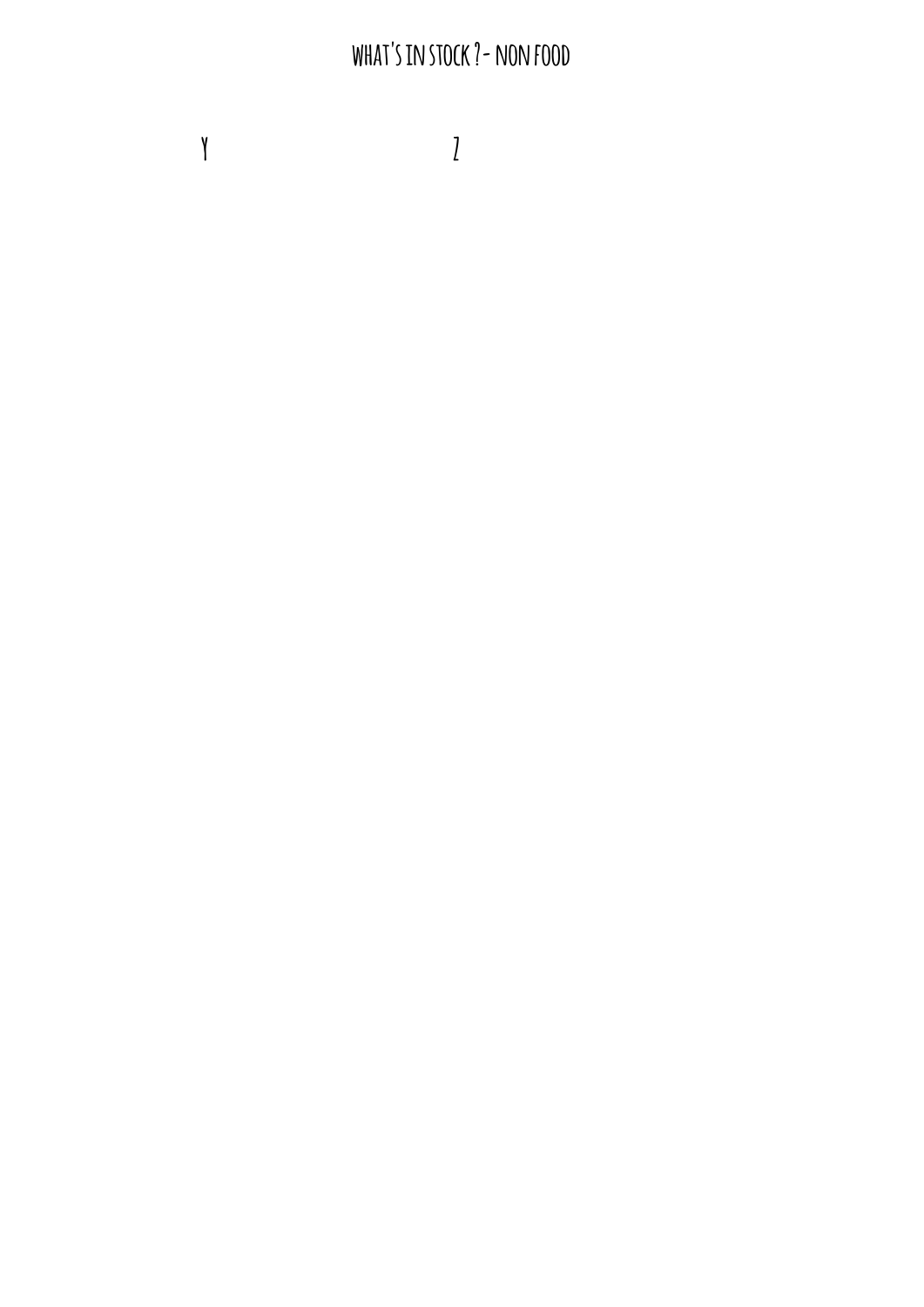# WHAT'S IN STOCK ? - NON FOOD

Y

Z